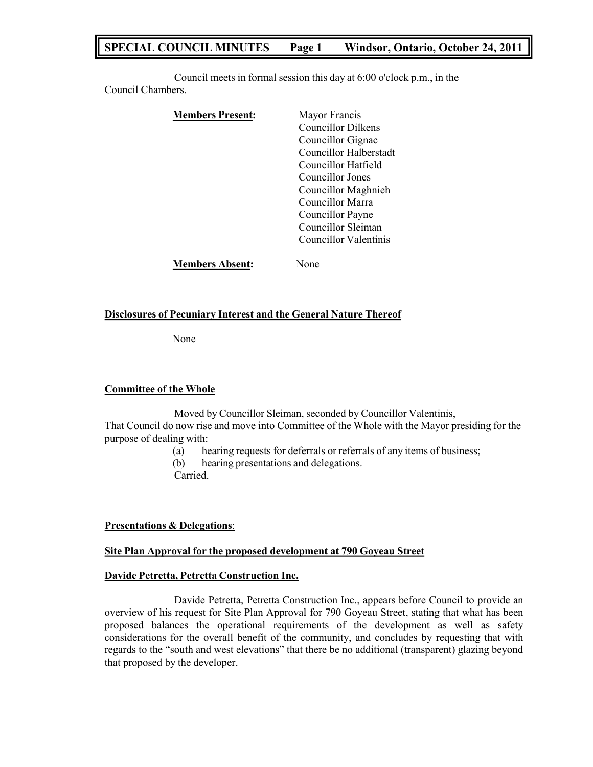Council meets in formal session this day at 6:00 o'clock p.m., in the Council Chambers.

**Members Present:**

Mayor Francis
Councillor Dilkens
Councillor Gignac
Councillor Halberstadt
Councillor Hatfield
Councillor Jones
Councillor Maghnieh
Councillor Marra
Councillor Payne
Councillor Sleiman
Councillor Valentinis

**Members Absent:** None

**Disclosures of Pecuniary Interest and the General Nature Thereof**

None

**Committee of the Whole**

Moved by Councillor Sleiman, seconded by Councillor Valentinis,
That Council do now rise and move into Committee of the Whole with the Mayor presiding for the purpose of dealing with:

(a) hearing requests for deferrals or referrals of any items of business;
(b) hearing presentations and delegations.

Carried.

**Presentations & Delegations**:

**Site Plan Approval for the proposed development at 790 Goyeau Street**

**Davide Petretta, Petretta Construction Inc.**

Davide Petretta, Petretta Construction Inc., appears before Council to provide an overview of his request for Site Plan Approval for 790 Goyeau Street, stating that what has been proposed balances the operational requirements of the development as well as safety considerations for the overall benefit of the community, and concludes by requesting that with regards to the "south and west elevations" that there be no additional (transparent) glazing beyond that proposed by the developer.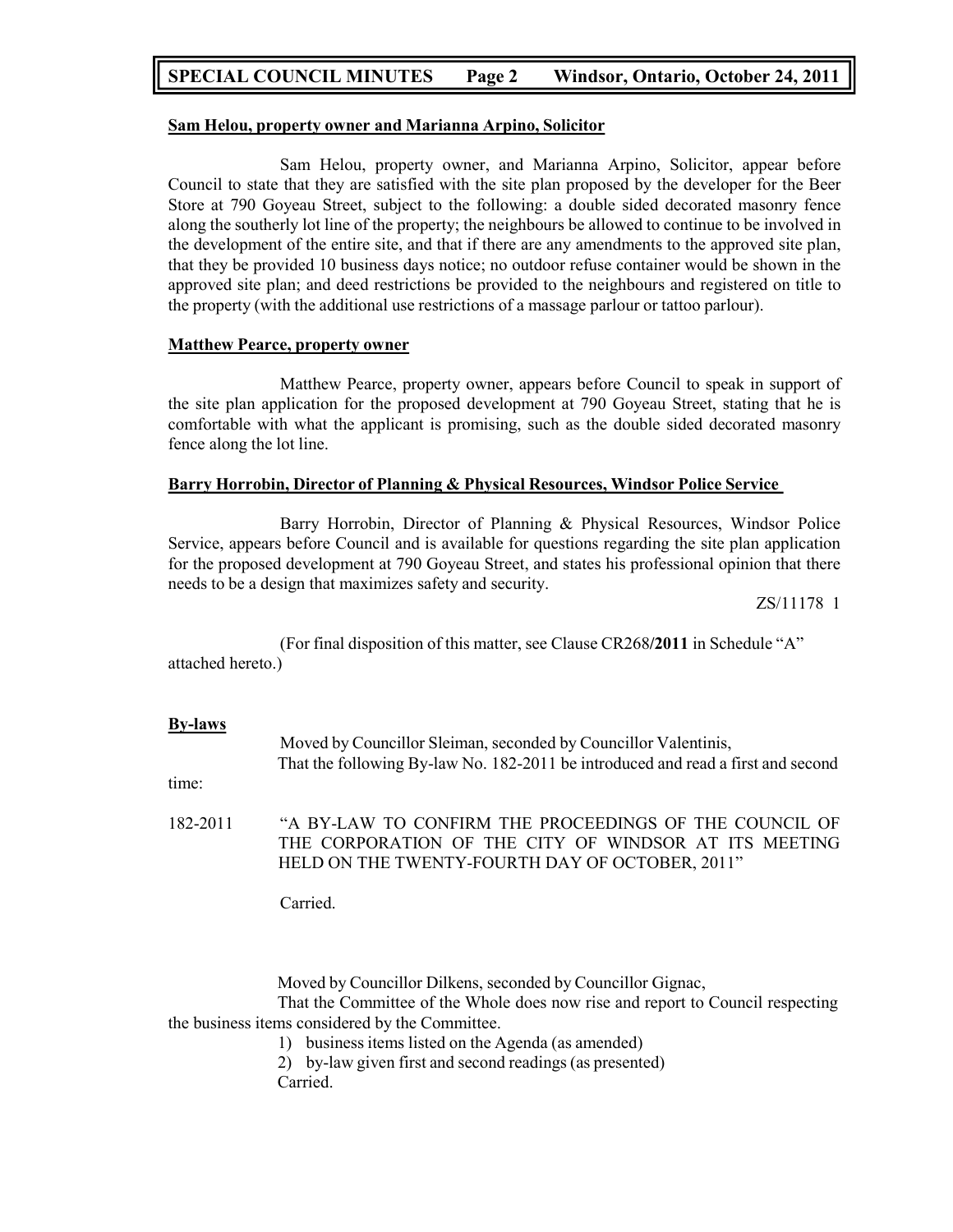**Sam Helou, property owner and Marianna Arpino, Solicitor**

Sam Helou, property owner, and Marianna Arpino, Solicitor, appear before Council to state that they are satisfied with the site plan proposed by the developer for the Beer Store at 790 Goyeau Street, subject to the following: a double sided decorated masonry fence along the southerly lot line of the property; the neighbours be allowed to continue to be involved in the development of the entire site, and that if there are any amendments to the approved site plan, that they be provided 10 business days notice; no outdoor refuse container would be shown in the approved site plan; and deed restrictions be provided to the neighbours and registered on title to the property (with the additional use restrictions of a massage parlour or tattoo parlour).

**Matthew Pearce, property owner**

Matthew Pearce, property owner, appears before Council to speak in support of the site plan application for the proposed development at 790 Goyeau Street, stating that he is comfortable with what the applicant is promising, such as the double sided decorated masonry fence along the lot line.

**Barry Horrobin, Director of Planning & Physical Resources, Windsor Police Service**

Barry Horrobin, Director of Planning & Physical Resources, Windsor Police Service, appears before Council and is available for questions regarding the site plan application for the proposed development at 790 Goyeau Street, and states his professional opinion that there needs to be a design that maximizes safety and security.

ZS/11178 1

(For final disposition of this matter, see Clause CR268/**2011** in Schedule "A" attached hereto.)

**By-laws**

Moved by Councillor Sleiman, seconded by Councillor Valentinis,

That the following By-law No. 182-2011 be introduced and read a first and second time:

182-2011 "A BY-LAW TO CONFIRM THE PROCEEDINGS OF THE COUNCIL OF THE CORPORATION OF THE CITY OF WINDSOR AT ITS MEETING HELD ON THE TWENTY-FOURTH DAY OF OCTOBER, 2011"

Carried.

Moved by Councillor Dilkens, seconded by Councillor Gignac,

That the Committee of the Whole does now rise and report to Council respecting the business items considered by the Committee.

1) business items listed on the Agenda (as amended)
2) by-law given first and second readings (as presented)

Carried.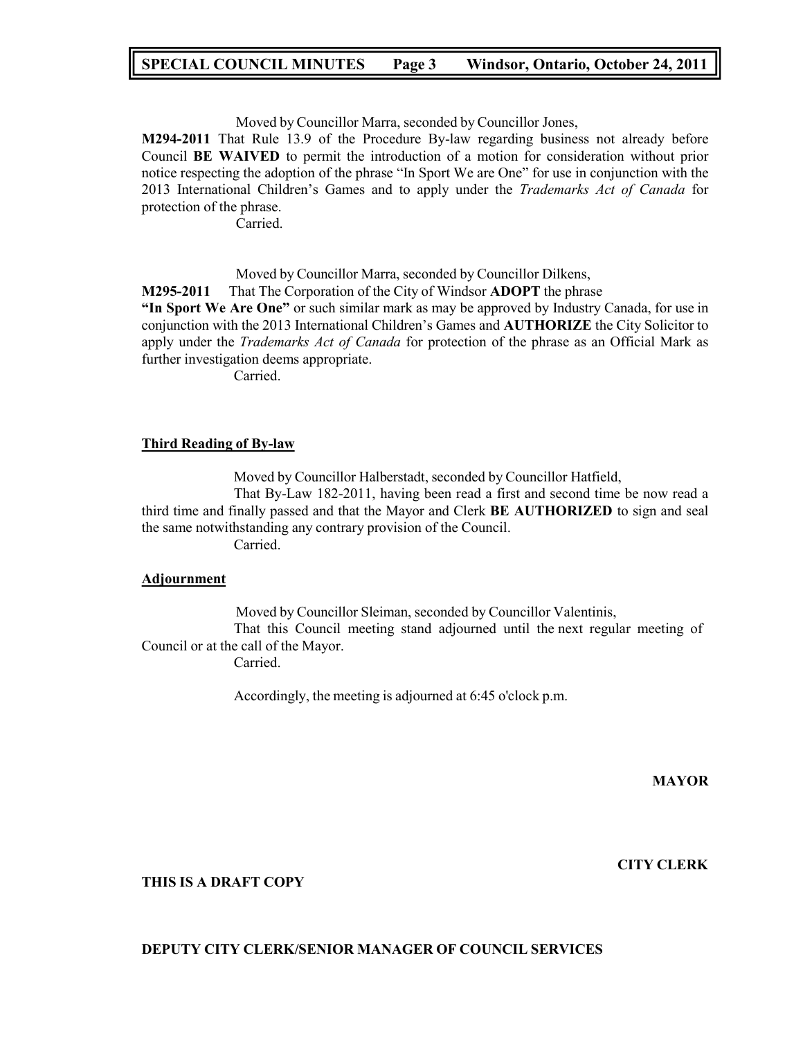Moved by Councillor Marra, seconded by Councillor Jones,

**M294-2011** That Rule 13.9 of the Procedure By-law regarding business not already before Council **BE WAIVED** to permit the introduction of a motion for consideration without prior notice respecting the adoption of the phrase "In Sport We are One" for use in conjunction with the 2013 International Children's Games and to apply under the *Trademarks Act of Canada* for protection of the phrase.

Carried.

Moved by Councillor Marra, seconded by Councillor Dilkens,

**M295-2011** That The Corporation of the City of Windsor **ADOPT** the phrase **"In Sport We Are One"** or such similar mark as may be approved by Industry Canada, for use in conjunction with the 2013 International Children's Games and **AUTHORIZE** the City Solicitor to apply under the *Trademarks Act of Canada* for protection of the phrase as an Official Mark as further investigation deems appropriate.

Carried.

**Third Reading of By-law**

Moved by Councillor Halberstadt, seconded by Councillor Hatfield,

That By-Law 182-2011, having been read a first and second time be now read a third time and finally passed and that the Mayor and Clerk **BE AUTHORIZED** to sign and seal the same notwithstanding any contrary provision of the Council.

Carried.

**Adjournment**

Moved by Councillor Sleiman, seconded by Councillor Valentinis,

That this Council meeting stand adjourned until the next regular meeting of Council or at the call of the Mayor.

Carried.

Accordingly, the meeting is adjourned at 6:45 o'clock p.m.

**MAYOR**

**CITY CLERK**

**THIS IS A DRAFT COPY**

**DEPUTY CITY CLERK/SENIOR MANAGER OF COUNCIL SERVICES**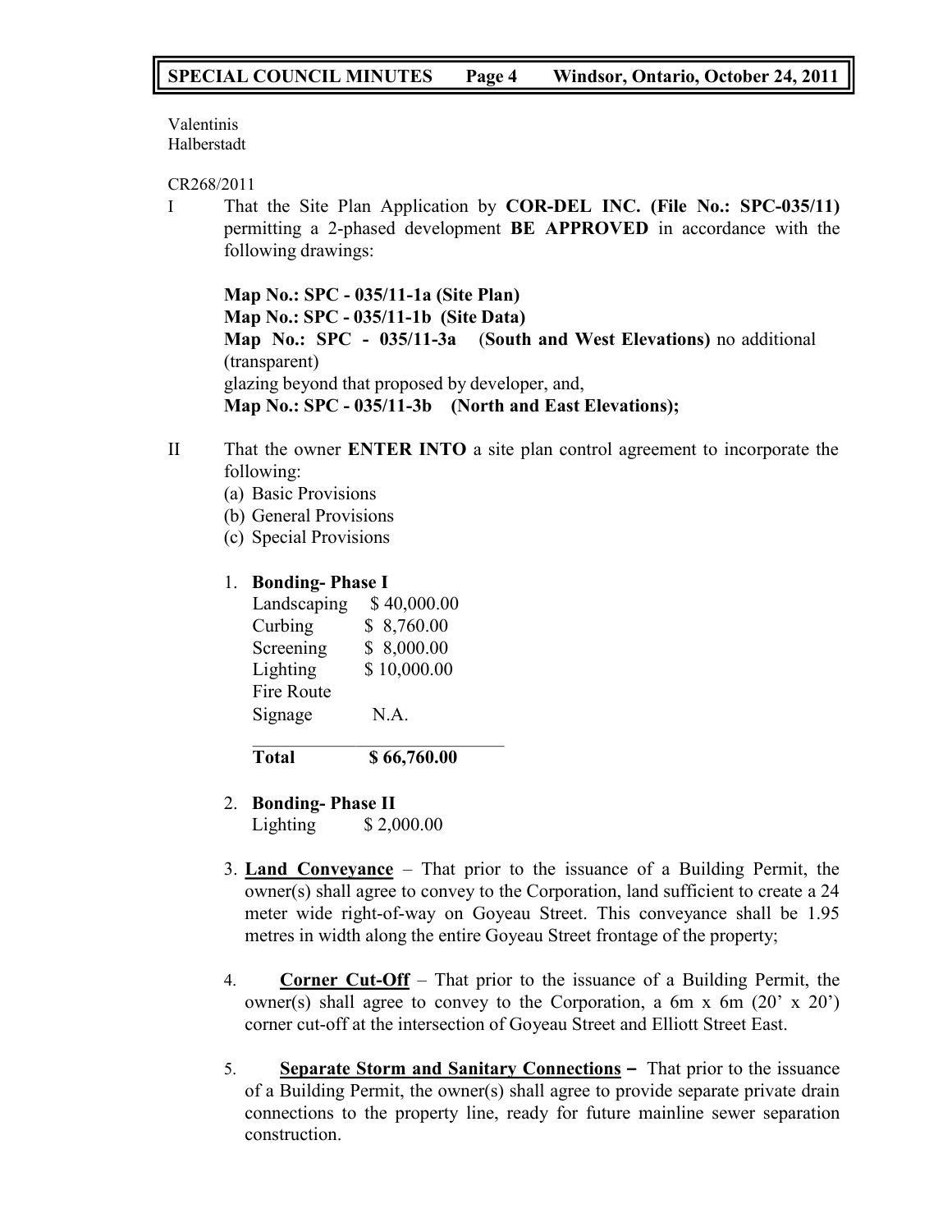Valentinis
Halberstadt

CR268/2011

I That the Site Plan Application by **COR-DEL INC. (File No.: SPC-035/11)** permitting a 2-phased development **BE APPROVED** in accordance with the following drawings:

**Map No.: SPC - 035/11-1a (Site Plan)**
**Map No.: SPC - 035/11-1b (Site Data)**
**Map No.: SPC - 035/11-3a** (**South and West Elevations)** no additional (transparent)
glazing beyond that proposed by developer, and,
**Map No.: SPC - 035/11-3b (North and East Elevations);**

II That the owner **ENTER INTO** a site plan control agreement to incorporate the following:
(a) Basic Provisions
(b) General Provisions
(c) Special Provisions

1. **Bonding- Phase I**

| | |
|---|---|
| Landscaping | $ 40,000.00 |
| Curbing | $ 8,760.00 |
| Screening | $ 8,000.00 |
| Lighting | $ 10,000.00 |
| Fire Route Signage | N.A. |
| **Total** | **$ 66,760.00** |

2. **Bonding- Phase II**
Lighting $ 2,000.00

3. **Land Conveyance** – That prior to the issuance of a Building Permit, the owner(s) shall agree to convey to the Corporation, land sufficient to create a 24 meter wide right-of-way on Goyeau Street. This conveyance shall be 1.95 metres in width along the entire Goyeau Street frontage of the property;

4. **Corner Cut-Off** – That prior to the issuance of a Building Permit, the owner(s) shall agree to convey to the Corporation, a 6m x 6m (20' x 20') corner cut-off at the intersection of Goyeau Street and Elliott Street East.

5. **Separate Storm and Sanitary Connections –** That prior to the issuance of a Building Permit, the owner(s) shall agree to provide separate private drain connections to the property line, ready for future mainline sewer separation construction.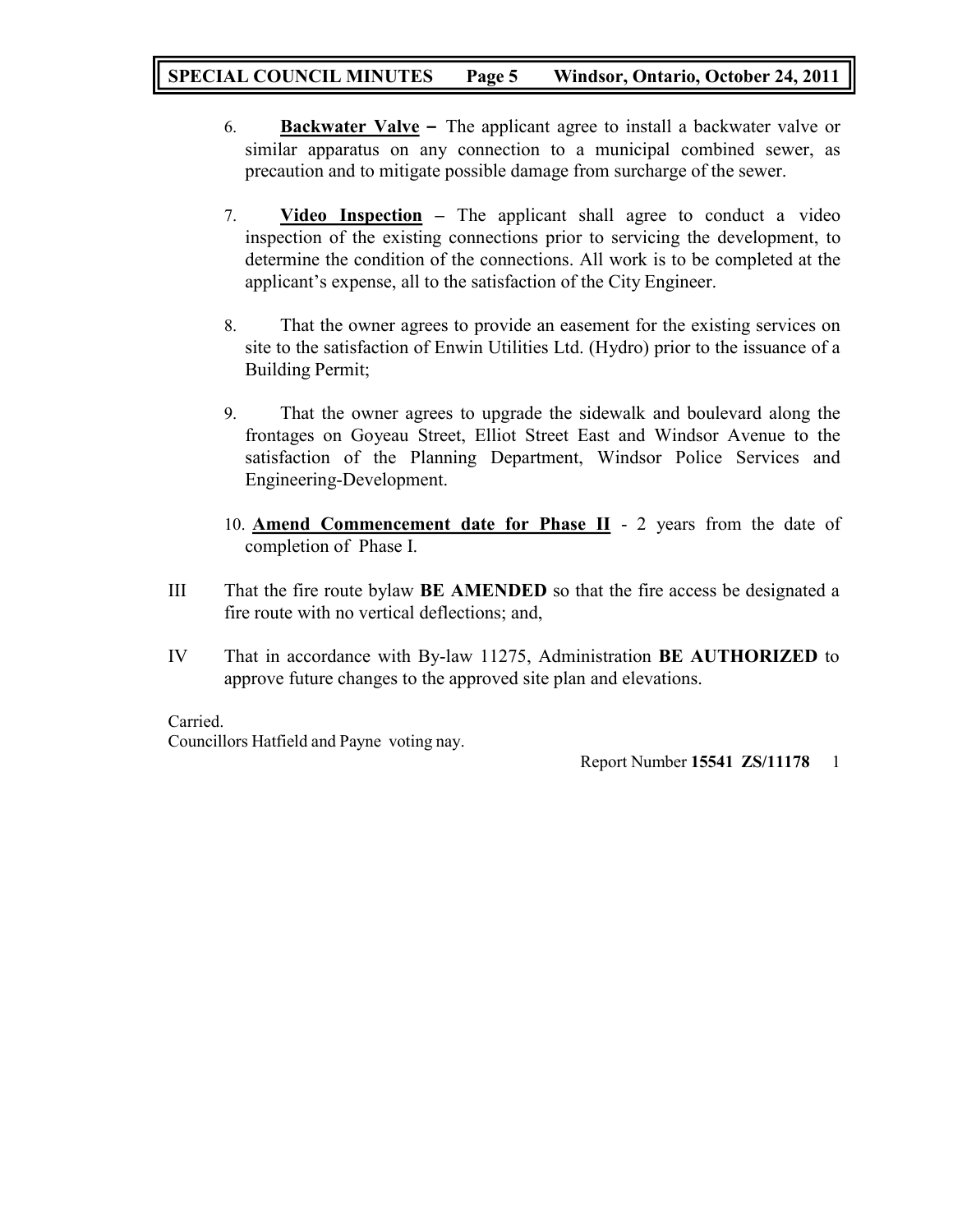6. **Backwater Valve** – The applicant agree to install a backwater valve or similar apparatus on any connection to a municipal combined sewer, as precaution and to mitigate possible damage from surcharge of the sewer.

7. **Video Inspection** – The applicant shall agree to conduct a video inspection of the existing connections prior to servicing the development, to determine the condition of the connections. All work is to be completed at the applicant's expense, all to the satisfaction of the City Engineer.

8. That the owner agrees to provide an easement for the existing services on site to the satisfaction of Enwin Utilities Ltd. (Hydro) prior to the issuance of a Building Permit;

9. That the owner agrees to upgrade the sidewalk and boulevard along the frontages on Goyeau Street, Elliot Street East and Windsor Avenue to the satisfaction of the Planning Department, Windsor Police Services and Engineering-Development.

10. **Amend Commencement date for Phase II** - 2 years from the date of completion of Phase I.

III That the fire route bylaw **BE AMENDED** so that the fire access be designated a fire route with no vertical deflections; and,

IV That in accordance with By-law 11275, Administration **BE AUTHORIZED** to approve future changes to the approved site plan and elevations.

Carried.
Councillors Hatfield and Payne voting nay.

Report Number **15541 ZS/11178** 1